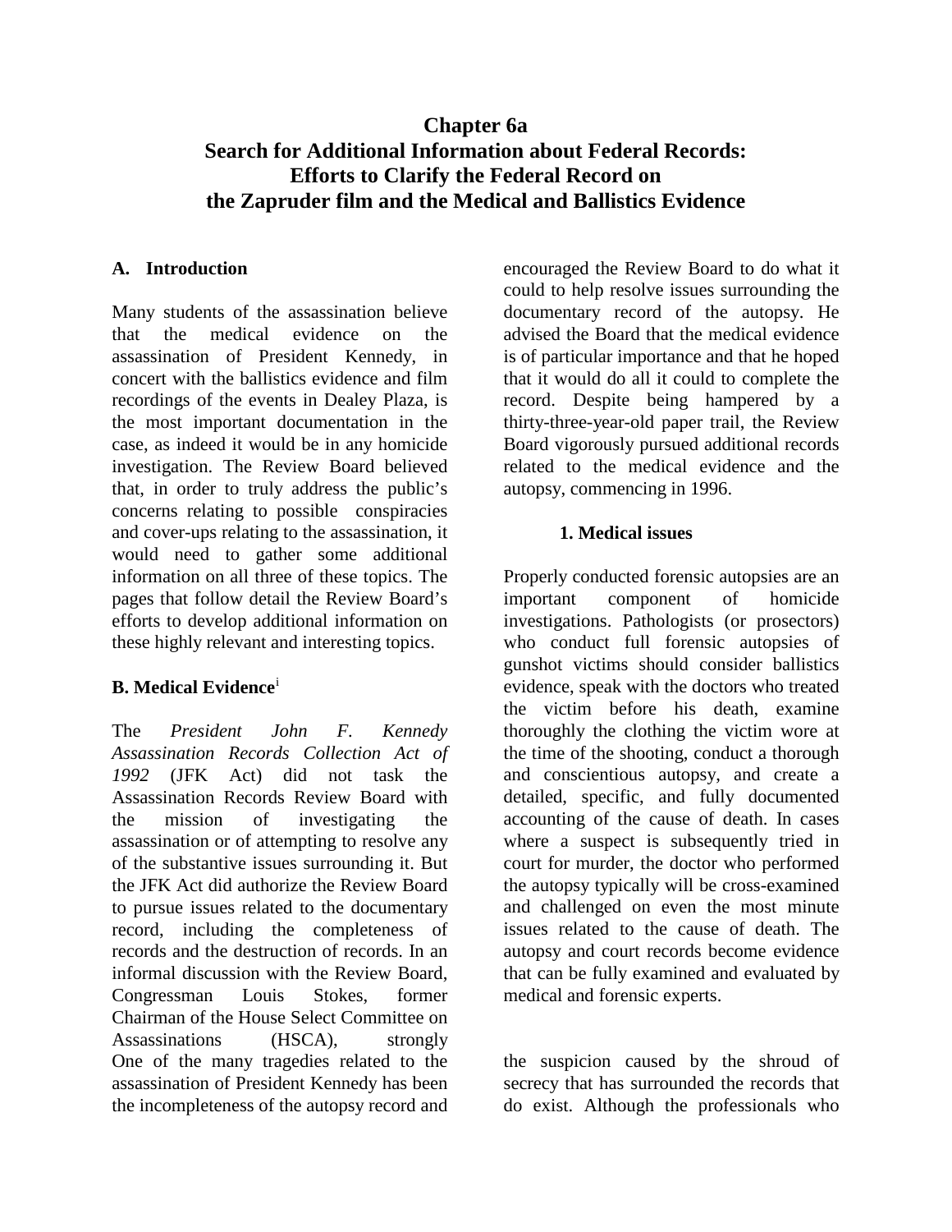# Chapter 6a
## Search for Additional Information about Federal Records: Efforts to Clarify the Federal Record on the Zapruder film and the Medical and Ballistics Evidence

### A. Introduction

Many students of the assassination believe that the medical evidence on the assassination of President Kennedy, in concert with the ballistics evidence and film recordings of the events in Dealey Plaza, is the most important documentation in the case, as indeed it would be in any homicide investigation. The Review Board believed that, in order to truly address the public's concerns relating to possible conspiracies and cover-ups relating to the assassination, it would need to gather some additional information on all three of these topics. The pages that follow detail the Review Board's efforts to develop additional information on these highly relevant and interesting topics.

### B. Medical Evidence[i]

The *President John F. Kennedy Assassination Records Collection Act of 1992* (JFK Act) did not task the Assassination Records Review Board with the mission of investigating the assassination or of attempting to resolve any of the substantive issues surrounding it. But the JFK Act did authorize the Review Board to pursue issues related to the documentary record, including the completeness of records and the destruction of records. In an informal discussion with the Review Board, Congressman Louis Stokes, former Chairman of the House Select Committee on Assassinations (HSCA), strongly encouraged the Review Board to do what it could to help resolve issues surrounding the documentary record of the autopsy. He advised the Board that the medical evidence is of particular importance and that he hoped that it would do all it could to complete the record. Despite being hampered by a thirty-three-year-old paper trail, the Review Board vigorously pursued additional records related to the medical evidence and the autopsy, commencing in 1996.

#### 1. Medical issues

Properly conducted forensic autopsies are an important component of homicide investigations. Pathologists (or prosectors) who conduct full forensic autopsies of gunshot victims should consider ballistics evidence, speak with the doctors who treated the victim before his death, examine thoroughly the clothing the victim wore at the time of the shooting, conduct a thorough and conscientious autopsy, and create a detailed, specific, and fully documented accounting of the cause of death. In cases where a suspect is subsequently tried in court for murder, the doctor who performed the autopsy typically will be cross-examined and challenged on even the most minute issues related to the cause of death. The autopsy and court records become evidence that can be fully examined and evaluated by medical and forensic experts.

One of the many tragedies related to the assassination of President Kennedy has been the incompleteness of the autopsy record and the suspicion caused by the shroud of secrecy that has surrounded the records that do exist. Although the professionals who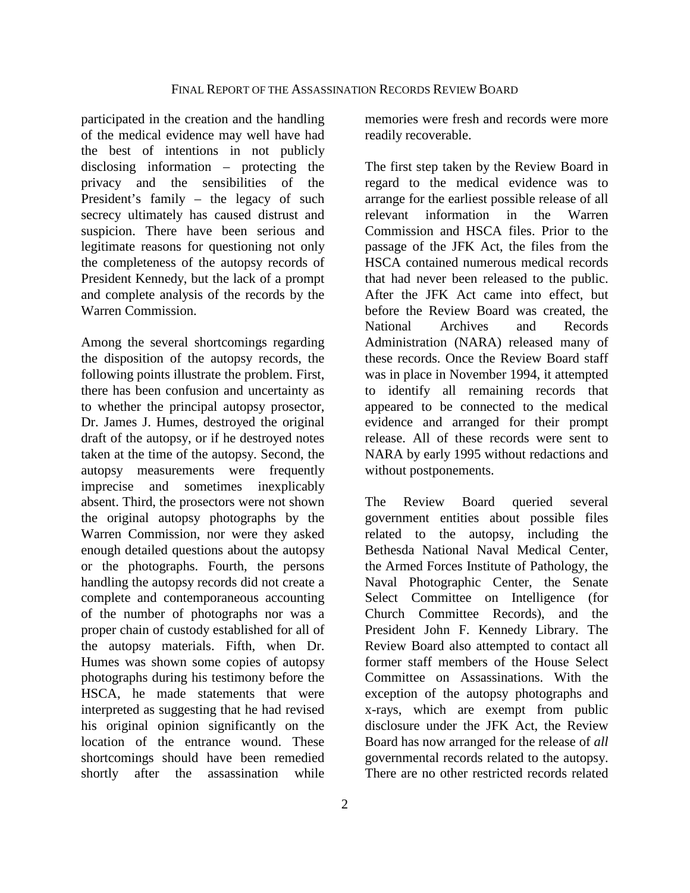participated in the creation and the handling of the medical evidence may well have had the best of intentions in not publicly disclosing information – protecting the privacy and the sensibilities of the President's family – the legacy of such secrecy ultimately has caused distrust and suspicion. There have been serious and legitimate reasons for questioning not only the completeness of the autopsy records of President Kennedy, but the lack of a prompt and complete analysis of the records by the Warren Commission.

Among the several shortcomings regarding the disposition of the autopsy records, the following points illustrate the problem. First, there has been confusion and uncertainty as to whether the principal autopsy prosector, Dr. James J. Humes, destroyed the original draft of the autopsy, or if he destroyed notes taken at the time of the autopsy. Second, the autopsy measurements were frequently imprecise and sometimes inexplicably absent. Third, the prosectors were not shown the original autopsy photographs by the Warren Commission, nor were they asked enough detailed questions about the autopsy or the photographs. Fourth, the persons handling the autopsy records did not create a complete and contemporaneous accounting of the number of photographs nor was a proper chain of custody established for all of the autopsy materials. Fifth, when Dr. Humes was shown some copies of autopsy photographs during his testimony before the HSCA, he made statements that were interpreted as suggesting that he had revised his original opinion significantly on the location of the entrance wound. These shortcomings should have been remedied shortly after the assassination while memories were fresh and records were more readily recoverable.

The first step taken by the Review Board in regard to the medical evidence was to arrange for the earliest possible release of all relevant information in the Warren Commission and HSCA files. Prior to the passage of the JFK Act, the files from the HSCA contained numerous medical records that had never been released to the public. After the JFK Act came into effect, but before the Review Board was created, the National Archives and Records Administration (NARA) released many of these records. Once the Review Board staff was in place in November 1994, it attempted to identify all remaining records that appeared to be connected to the medical evidence and arranged for their prompt release. All of these records were sent to NARA by early 1995 without redactions and without postponements.

The Review Board queried several government entities about possible files related to the autopsy, including the Bethesda National Naval Medical Center, the Armed Forces Institute of Pathology, the Naval Photographic Center, the Senate Select Committee on Intelligence (for Church Committee Records), and the President John F. Kennedy Library. The Review Board also attempted to contact all former staff members of the House Select Committee on Assassinations. With the exception of the autopsy photographs and x-rays, which are exempt from public disclosure under the JFK Act, the Review Board has now arranged for the release of *all* governmental records related to the autopsy. There are no other restricted records related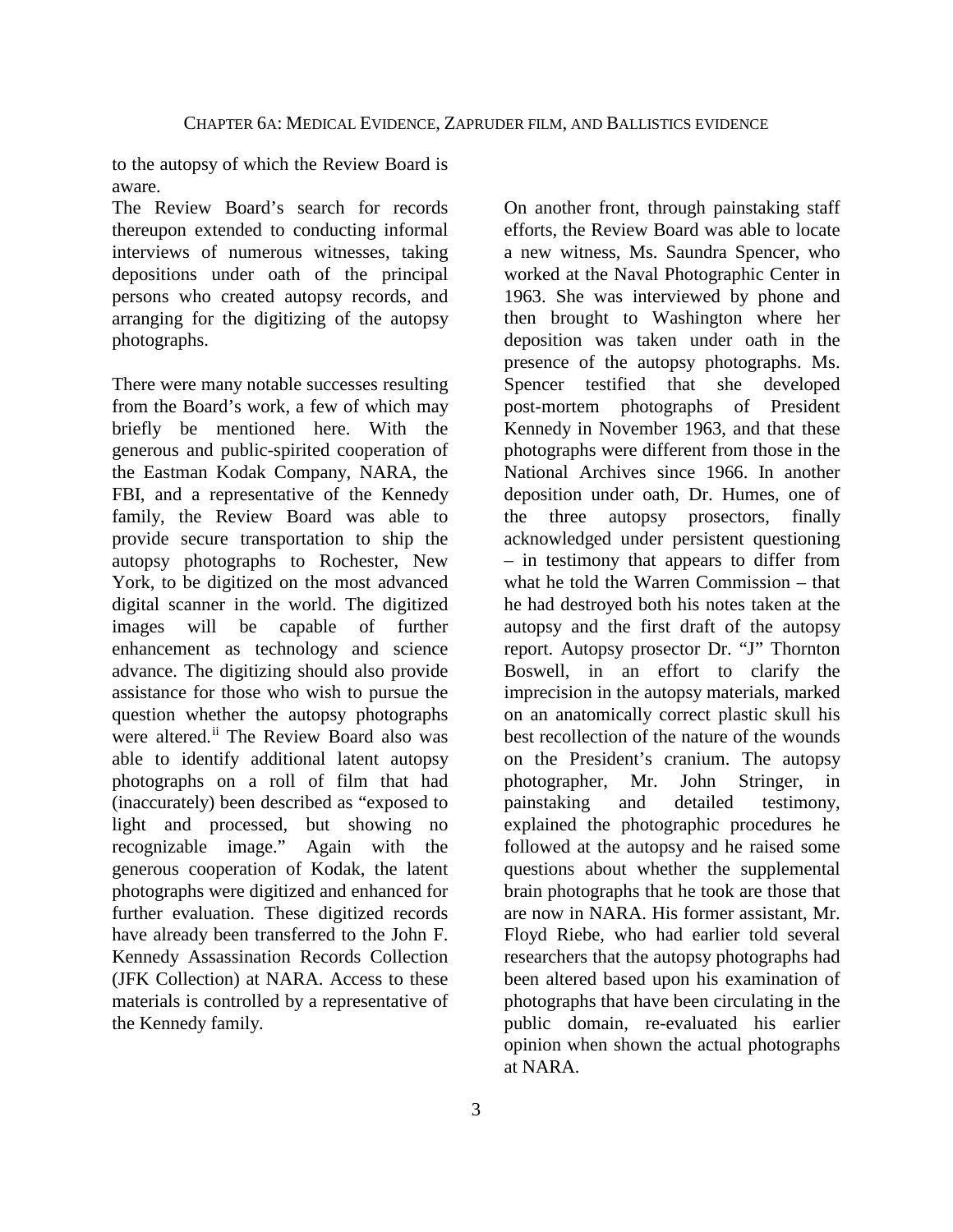to the autopsy of which the Review Board is aware.

The Review Board's search for records thereupon extended to conducting informal interviews of numerous witnesses, taking depositions under oath of the principal persons who created autopsy records, and arranging for the digitizing of the autopsy photographs.

There were many notable successes resulting from the Board's work, a few of which may briefly be mentioned here. With the generous and public-spirited cooperation of the Eastman Kodak Company, NARA, the FBI, and a representative of the Kennedy family, the Review Board was able to provide secure transportation to ship the autopsy photographs to Rochester, New York, to be digitized on the most advanced digital scanner in the world. The digitized images will be capable of further enhancement as technology and science advance. The digitizing should also provide assistance for those who wish to pursue the question whether the autopsy photographs were altered.[ii] The Review Board also was able to identify additional latent autopsy photographs on a roll of film that had (inaccurately) been described as "exposed to light and processed, but showing no recognizable image." Again with the generous cooperation of Kodak, the latent photographs were digitized and enhanced for further evaluation. These digitized records have already been transferred to the John F. Kennedy Assassination Records Collection (JFK Collection) at NARA. Access to these materials is controlled by a representative of the Kennedy family.

On another front, through painstaking staff efforts, the Review Board was able to locate a new witness, Ms. Saundra Spencer, who worked at the Naval Photographic Center in 1963. She was interviewed by phone and then brought to Washington where her deposition was taken under oath in the presence of the autopsy photographs. Ms. Spencer testified that she developed post-mortem photographs of President Kennedy in November 1963, and that these photographs were different from those in the National Archives since 1966. In another deposition under oath, Dr. Humes, one of the three autopsy prosectors, finally acknowledged under persistent questioning – in testimony that appears to differ from what he told the Warren Commission – that he had destroyed both his notes taken at the autopsy and the first draft of the autopsy report. Autopsy prosector Dr. "J" Thornton Boswell, in an effort to clarify the imprecision in the autopsy materials, marked on an anatomically correct plastic skull his best recollection of the nature of the wounds on the President's cranium. The autopsy photographer, Mr. John Stringer, in painstaking and detailed testimony, explained the photographic procedures he followed at the autopsy and he raised some questions about whether the supplemental brain photographs that he took are those that are now in NARA. His former assistant, Mr. Floyd Riebe, who had earlier told several researchers that the autopsy photographs had been altered based upon his examination of photographs that have been circulating in the public domain, re-evaluated his earlier opinion when shown the actual photographs at NARA.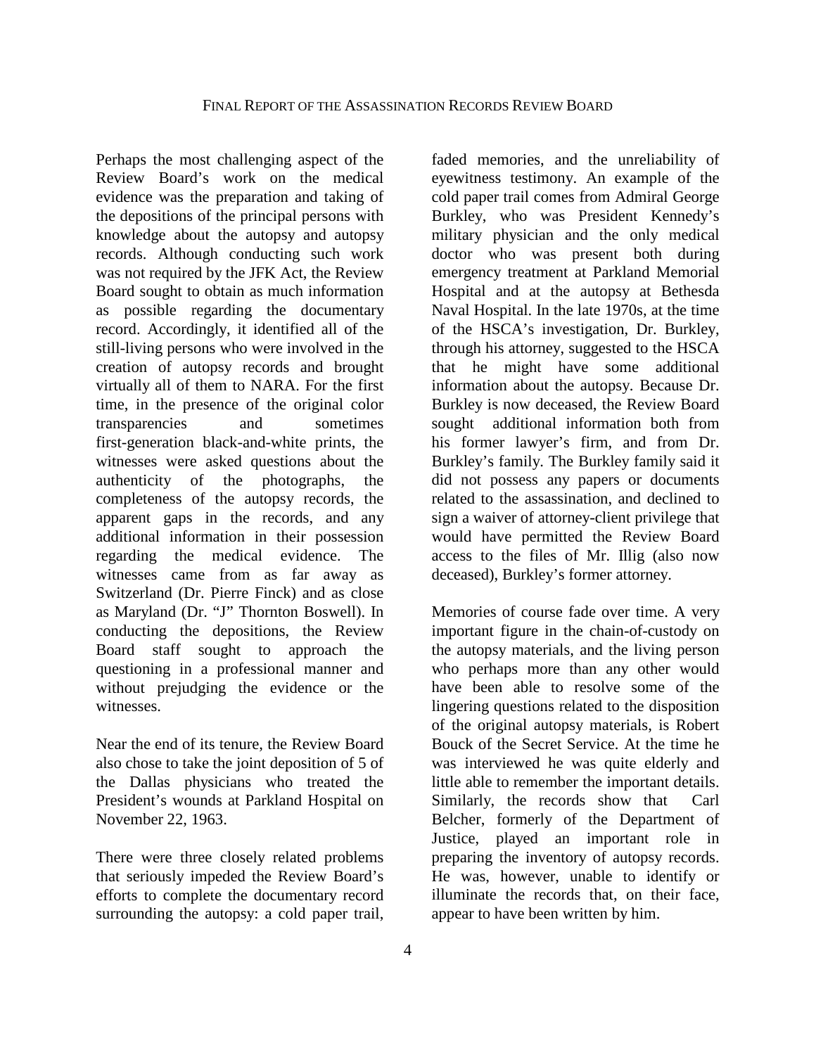Perhaps the most challenging aspect of the Review Board's work on the medical evidence was the preparation and taking of the depositions of the principal persons with knowledge about the autopsy and autopsy records. Although conducting such work was not required by the JFK Act, the Review Board sought to obtain as much information as possible regarding the documentary record. Accordingly, it identified all of the still-living persons who were involved in the creation of autopsy records and brought virtually all of them to NARA. For the first time, in the presence of the original color transparencies and sometimes first-generation black-and-white prints, the witnesses were asked questions about the authenticity of the photographs, the completeness of the autopsy records, the apparent gaps in the records, and any additional information in their possession regarding the medical evidence. The witnesses came from as far away as Switzerland (Dr. Pierre Finck) and as close as Maryland (Dr. "J" Thornton Boswell). In conducting the depositions, the Review Board staff sought to approach the questioning in a professional manner and without prejudging the evidence or the witnesses.

Near the end of its tenure, the Review Board also chose to take the joint deposition of 5 of the Dallas physicians who treated the President's wounds at Parkland Hospital on November 22, 1963.

There were three closely related problems that seriously impeded the Review Board's efforts to complete the documentary record surrounding the autopsy: a cold paper trail, faded memories, and the unreliability of eyewitness testimony. An example of the cold paper trail comes from Admiral George Burkley, who was President Kennedy's military physician and the only medical doctor who was present both during emergency treatment at Parkland Memorial Hospital and at the autopsy at Bethesda Naval Hospital. In the late 1970s, at the time of the HSCA's investigation, Dr. Burkley, through his attorney, suggested to the HSCA that he might have some additional information about the autopsy. Because Dr. Burkley is now deceased, the Review Board sought additional information both from his former lawyer's firm, and from Dr. Burkley's family. The Burkley family said it did not possess any papers or documents related to the assassination, and declined to sign a waiver of attorney-client privilege that would have permitted the Review Board access to the files of Mr. Illig (also now deceased), Burkley's former attorney.

Memories of course fade over time. A very important figure in the chain-of-custody on the autopsy materials, and the living person who perhaps more than any other would have been able to resolve some of the lingering questions related to the disposition of the original autopsy materials, is Robert Bouck of the Secret Service. At the time he was interviewed he was quite elderly and little able to remember the important details. Similarly, the records show that Carl Belcher, formerly of the Department of Justice, played an important role in preparing the inventory of autopsy records. He was, however, unable to identify or illuminate the records that, on their face, appear to have been written by him.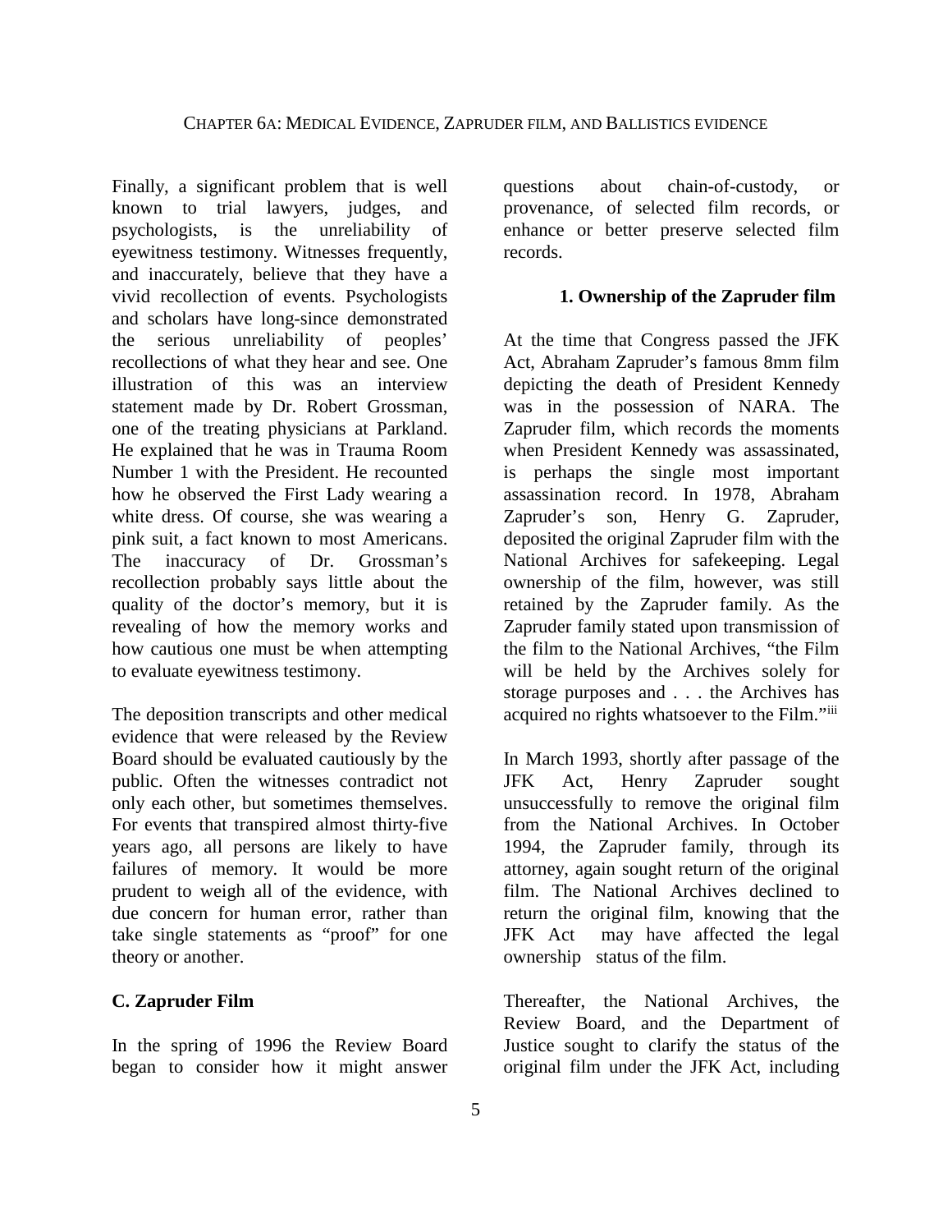Finally, a significant problem that is well known to trial lawyers, judges, and psychologists, is the unreliability of eyewitness testimony. Witnesses frequently, and inaccurately, believe that they have a vivid recollection of events. Psychologists and scholars have long-since demonstrated the serious unreliability of peoples' recollections of what they hear and see. One illustration of this was an interview statement made by Dr. Robert Grossman, one of the treating physicians at Parkland. He explained that he was in Trauma Room Number 1 with the President. He recounted how he observed the First Lady wearing a white dress. Of course, she was wearing a pink suit, a fact known to most Americans. The inaccuracy of Dr. Grossman's recollection probably says little about the quality of the doctor's memory, but it is revealing of how the memory works and how cautious one must be when attempting to evaluate eyewitness testimony.

The deposition transcripts and other medical evidence that were released by the Review Board should be evaluated cautiously by the public. Often the witnesses contradict not only each other, but sometimes themselves. For events that transpired almost thirty-five years ago, all persons are likely to have failures of memory. It would be more prudent to weigh all of the evidence, with due concern for human error, rather than take single statements as "proof" for one theory or another.

## C. Zapruder Film

In the spring of 1996 the Review Board began to consider how it might answer questions about chain-of-custody, or provenance, of selected film records, or enhance or better preserve selected film records.

### 1. Ownership of the Zapruder film

At the time that Congress passed the JFK Act, Abraham Zapruder's famous 8mm film depicting the death of President Kennedy was in the possession of NARA. The Zapruder film, which records the moments when President Kennedy was assassinated, is perhaps the single most important assassination record. In 1978, Abraham Zapruder's son, Henry G. Zapruder, deposited the original Zapruder film with the National Archives for safekeeping. Legal ownership of the film, however, was still retained by the Zapruder family. As the Zapruder family stated upon transmission of the film to the National Archives, "the Film will be held by the Archives solely for storage purposes and . . . the Archives has acquired no rights whatsoever to the Film."[iii]

In March 1993, shortly after passage of the JFK Act, Henry Zapruder sought unsuccessfully to remove the original film from the National Archives. In October 1994, the Zapruder family, through its attorney, again sought return of the original film. The National Archives declined to return the original film, knowing that the JFK Act may have affected the legal ownership status of the film.

Thereafter, the National Archives, the Review Board, and the Department of Justice sought to clarify the status of the original film under the JFK Act, including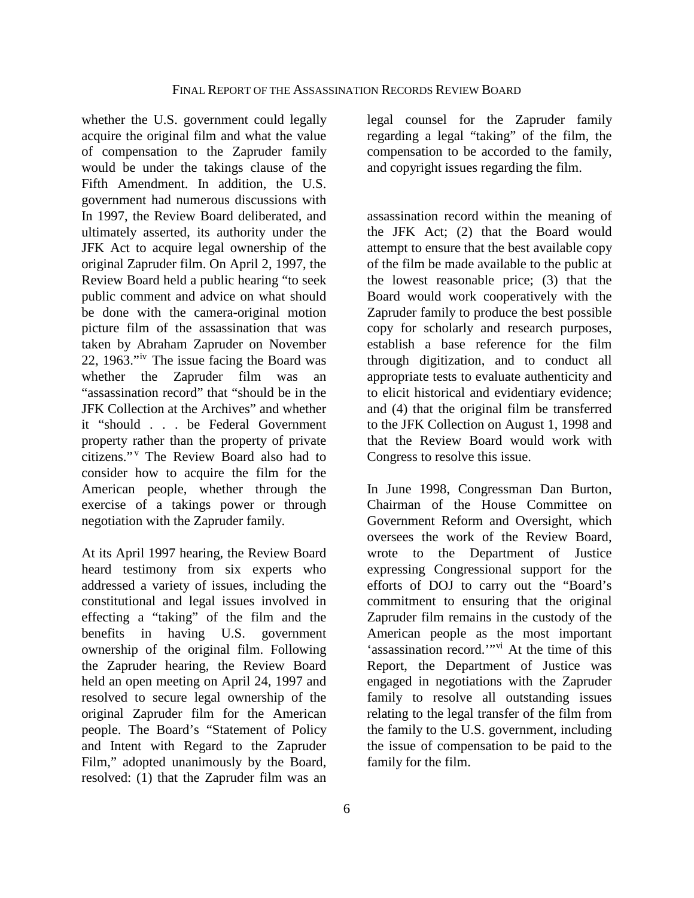whether the U.S. government could legally acquire the original film and what the value of compensation to the Zapruder family would be under the takings clause of the Fifth Amendment. In addition, the U.S. government had numerous discussions with legal counsel for the Zapruder family regarding a legal "taking" of the film, the compensation to be accorded to the family, and copyright issues regarding the film.

In 1997, the Review Board deliberated, and ultimately asserted, its authority under the JFK Act to acquire legal ownership of the original Zapruder film. On April 2, 1997, the Review Board held a public hearing "to seek public comment and advice on what should be done with the camera-original motion picture film of the assassination that was taken by Abraham Zapruder on November 22, 1963."[iv] The issue facing the Board was whether the Zapruder film was an "assassination record" that "should be in the JFK Collection at the Archives" and whether it "should . . . be Federal Government property rather than the property of private citizens."[v] The Review Board also had to consider how to acquire the film for the American people, whether through the exercise of a takings power or through negotiation with the Zapruder family.

At its April 1997 hearing, the Review Board heard testimony from six experts who addressed a variety of issues, including the constitutional and legal issues involved in effecting a "taking" of the film and the benefits in having U.S. government ownership of the original film. Following the Zapruder hearing, the Review Board held an open meeting on April 24, 1997 and resolved to secure legal ownership of the original Zapruder film for the American people. The Board's "Statement of Policy and Intent with Regard to the Zapruder Film," adopted unanimously by the Board, resolved: (1) that the Zapruder film was an assassination record within the meaning of the JFK Act; (2) that the Board would attempt to ensure that the best available copy of the film be made available to the public at the lowest reasonable price; (3) that the Board would work cooperatively with the Zapruder family to produce the best possible copy for scholarly and research purposes, establish a base reference for the film through digitization, and to conduct all appropriate tests to evaluate authenticity and to elicit historical and evidentiary evidence; and (4) that the original film be transferred to the JFK Collection on August 1, 1998 and that the Review Board would work with Congress to resolve this issue.

In June 1998, Congressman Dan Burton, Chairman of the House Committee on Government Reform and Oversight, which oversees the work of the Review Board, wrote to the Department of Justice expressing Congressional support for the efforts of DOJ to carry out the "Board's commitment to ensuring that the original Zapruder film remains in the custody of the American people as the most important 'assassination record.'"[vi] At the time of this Report, the Department of Justice was engaged in negotiations with the Zapruder family to resolve all outstanding issues relating to the legal transfer of the film from the family to the U.S. government, including the issue of compensation to be paid to the family for the film.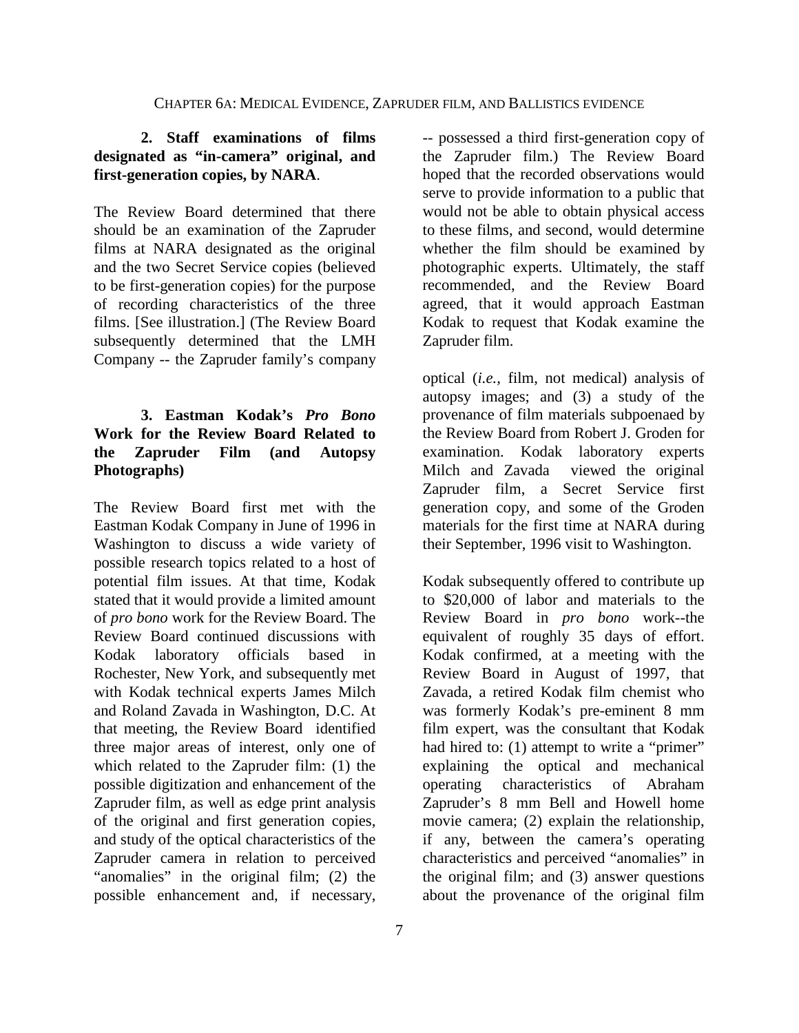**2. Staff examinations of films designated as "in-camera" original, and first-generation copies, by NARA**.

The Review Board determined that there should be an examination of the Zapruder films at NARA designated as the original and the two Secret Service copies (believed to be first-generation copies) for the purpose of recording characteristics of the three films. [See illustration.] (The Review Board subsequently determined that the LMH Company -- the Zapruder family's company -- possessed a third first-generation copy of the Zapruder film.) The Review Board hoped that the recorded observations would serve to provide information to a public that would not be able to obtain physical access to these films, and second, would determine whether the film should be examined by photographic experts. Ultimately, the staff recommended, and the Review Board agreed, that it would approach Eastman Kodak to request that Kodak examine the Zapruder film.

**3. Eastman Kodak's *Pro Bono* Work for the Review Board Related to the Zapruder Film (and Autopsy Photographs)**

The Review Board first met with the Eastman Kodak Company in June of 1996 in Washington to discuss a wide variety of possible research topics related to a host of potential film issues. At that time, Kodak stated that it would provide a limited amount of *pro bono* work for the Review Board. The Review Board continued discussions with Kodak laboratory officials based in Rochester, New York, and subsequently met with Kodak technical experts James Milch and Roland Zavada in Washington, D.C. At that meeting, the Review Board identified three major areas of interest, only one of which related to the Zapruder film: (1) the possible digitization and enhancement of the Zapruder film, as well as edge print analysis of the original and first generation copies, and study of the optical characteristics of the Zapruder camera in relation to perceived "anomalies" in the original film; (2) the possible enhancement and, if necessary, optical (*i.e.*, film, not medical) analysis of autopsy images; and (3) a study of the provenance of film materials subpoenaed by the Review Board from Robert J. Groden for examination. Kodak laboratory experts Milch and Zavada viewed the original Zapruder film, a Secret Service first generation copy, and some of the Groden materials for the first time at NARA during their September, 1996 visit to Washington.

Kodak subsequently offered to contribute up to $20,000 of labor and materials to the Review Board in *pro bono* work--the equivalent of roughly 35 days of effort. Kodak confirmed, at a meeting with the Review Board in August of 1997, that Zavada, a retired Kodak film chemist who was formerly Kodak's pre-eminent 8 mm film expert, was the consultant that Kodak had hired to: (1) attempt to write a "primer" explaining the optical and mechanical operating characteristics of Abraham Zapruder's 8 mm Bell and Howell home movie camera; (2) explain the relationship, if any, between the camera's operating characteristics and perceived "anomalies" in the original film; and (3) answer questions about the provenance of the original film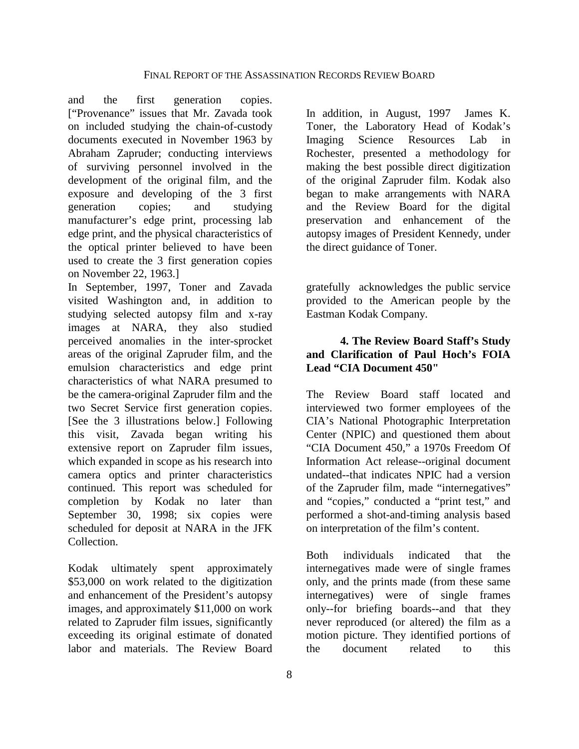and the first generation copies. ["Provenance" issues that Mr. Zavada took on included studying the chain-of-custody documents executed in November 1963 by Abraham Zapruder; conducting interviews of surviving personnel involved in the development of the original film, and the exposure and developing of the 3 first generation copies; and studying manufacturer's edge print, processing lab edge print, and the physical characteristics of the optical printer believed to have been used to create the 3 first generation copies on November 22, 1963.]

In September, 1997, Toner and Zavada visited Washington and, in addition to studying selected autopsy film and x-ray images at NARA, they also studied perceived anomalies in the inter-sprocket areas of the original Zapruder film, and the emulsion characteristics and edge print characteristics of what NARA presumed to be the camera-original Zapruder film and the two Secret Service first generation copies. [See the 3 illustrations below.] Following this visit, Zavada began writing his extensive report on Zapruder film issues, which expanded in scope as his research into camera optics and printer characteristics continued. This report was scheduled for completion by Kodak no later than September 30, 1998; six copies were scheduled for deposit at NARA in the JFK Collection.

Kodak ultimately spent approximately $53,000 on work related to the digitization and enhancement of the President's autopsy images, and approximately $11,000 on work related to Zapruder film issues, significantly exceeding its original estimate of donated labor and materials. The Review Board gratefully acknowledges the public service provided to the American people by the Eastman Kodak Company.

In addition, in August, 1997 James K. Toner, the Laboratory Head of Kodak's Imaging Science Resources Lab in Rochester, presented a methodology for making the best possible direct digitization of the original Zapruder film. Kodak also began to make arrangements with NARA and the Review Board for the digital preservation and enhancement of the autopsy images of President Kennedy, under the direct guidance of Toner.

### 4. The Review Board Staff's Study and Clarification of Paul Hoch's FOIA Lead "CIA Document 450"

The Review Board staff located and interviewed two former employees of the CIA's National Photographic Interpretation Center (NPIC) and questioned them about "CIA Document 450," a 1970s Freedom Of Information Act release--original document undated--that indicates NPIC had a version of the Zapruder film, made "internegatives" and "copies," conducted a "print test," and performed a shot-and-timing analysis based on interpretation of the film's content.

Both individuals indicated that the internegatives made were of single frames only, and the prints made (from these same internegatives) were of single frames only--for briefing boards--and that they never reproduced (or altered) the film as a motion picture. They identified portions of the document related to this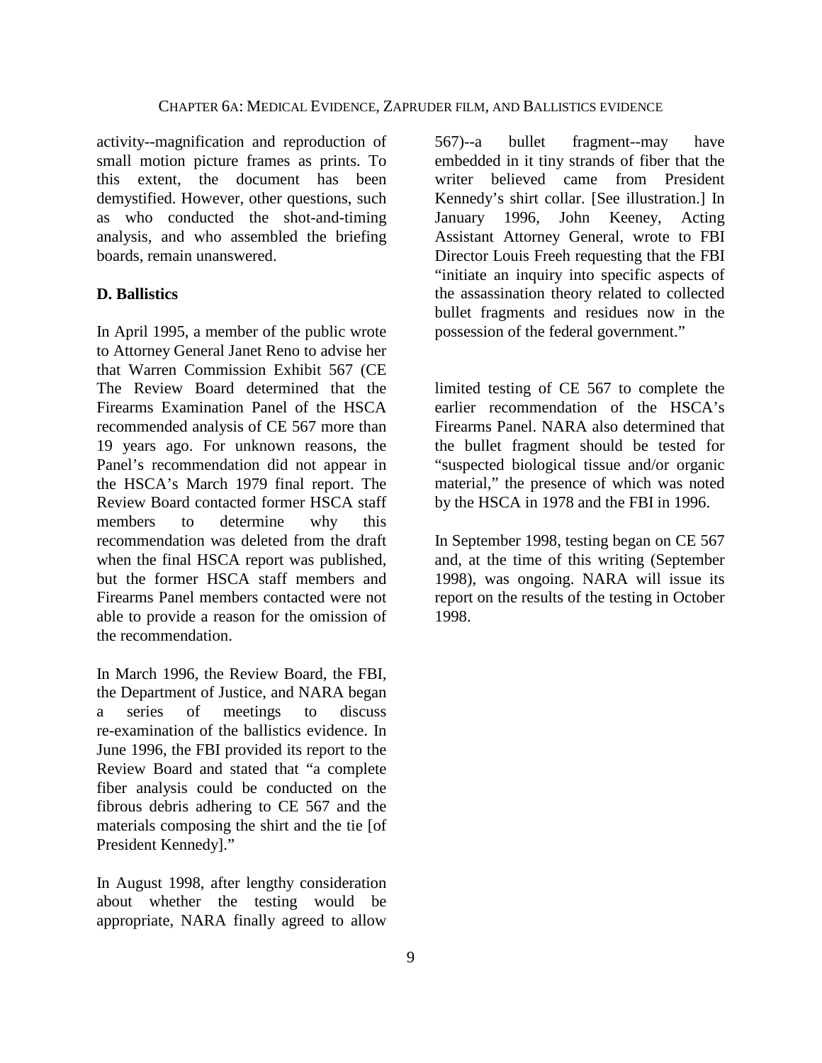activity--magnification and reproduction of small motion picture frames as prints. To this extent, the document has been demystified. However, other questions, such as who conducted the shot-and-timing analysis, and who assembled the briefing boards, remain unanswered.

**D. Ballistics**

In April 1995, a member of the public wrote to Attorney General Janet Reno to advise her that Warren Commission Exhibit 567 (CE 567)--a bullet fragment--may have embedded in it tiny strands of fiber that the writer believed came from President Kennedy's shirt collar. [See illustration.] In January 1996, John Keeney, Acting Assistant Attorney General, wrote to FBI Director Louis Freeh requesting that the FBI "initiate an inquiry into specific aspects of the assassination theory related to collected bullet fragments and residues now in the possession of the federal government."

The Review Board determined that the Firearms Examination Panel of the HSCA recommended analysis of CE 567 more than 19 years ago. For unknown reasons, the Panel's recommendation did not appear in the HSCA's March 1979 final report. The Review Board contacted former HSCA staff members to determine why this recommendation was deleted from the draft when the final HSCA report was published, but the former HSCA staff members and Firearms Panel members contacted were not able to provide a reason for the omission of the recommendation.

In March 1996, the Review Board, the FBI, the Department of Justice, and NARA began a series of meetings to discuss re-examination of the ballistics evidence. In June 1996, the FBI provided its report to the Review Board and stated that "a complete fiber analysis could be conducted on the fibrous debris adhering to CE 567 and the materials composing the shirt and the tie [of President Kennedy]."

In August 1998, after lengthy consideration about whether the testing would be appropriate, NARA finally agreed to allow limited testing of CE 567 to complete the earlier recommendation of the HSCA's Firearms Panel. NARA also determined that the bullet fragment should be tested for "suspected biological tissue and/or organic material," the presence of which was noted by the HSCA in 1978 and the FBI in 1996.

In September 1998, testing began on CE 567 and, at the time of this writing (September 1998), was ongoing. NARA will issue its report on the results of the testing in October 1998.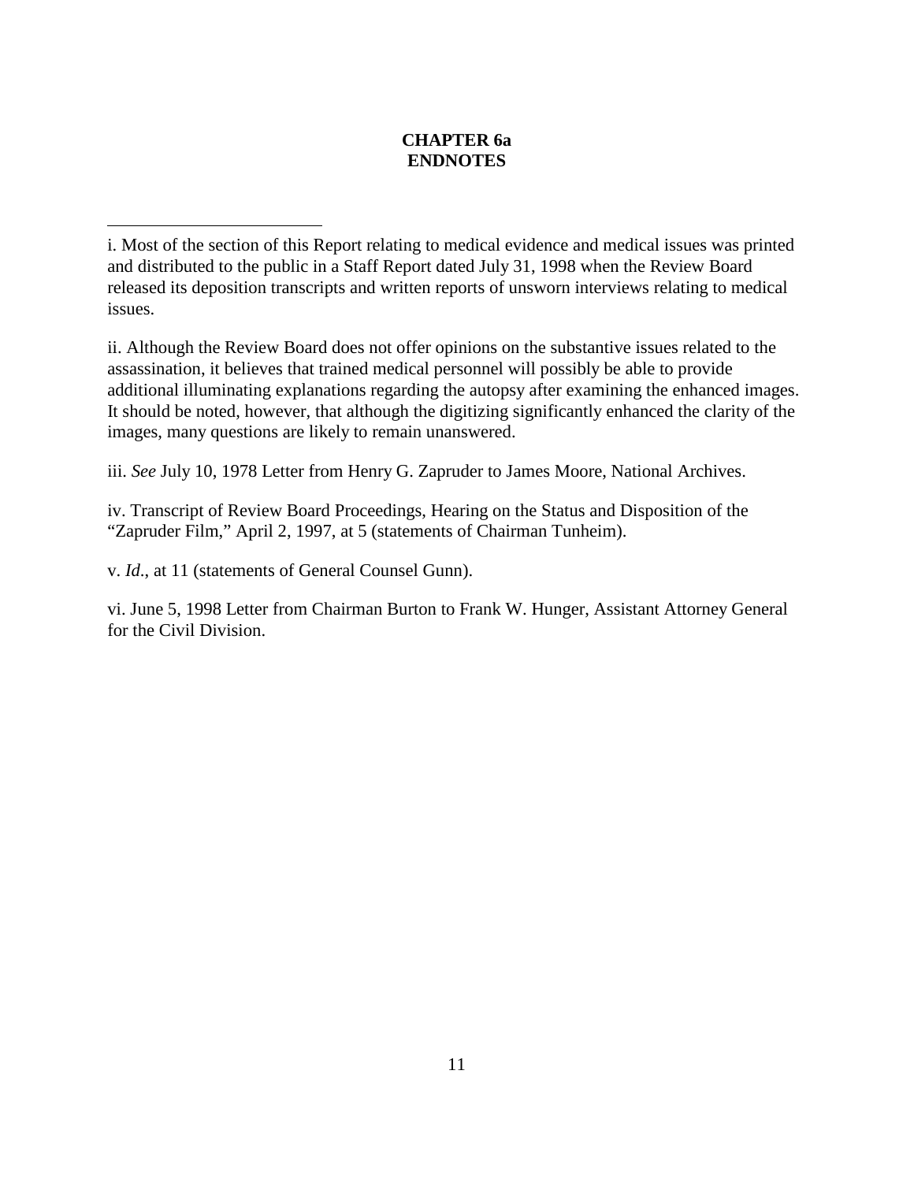# CHAPTER 6a
# ENDNOTES

---

i. Most of the section of this Report relating to medical evidence and medical issues was printed and distributed to the public in a Staff Report dated July 31, 1998 when the Review Board released its deposition transcripts and written reports of unsworn interviews relating to medical issues.

ii. Although the Review Board does not offer opinions on the substantive issues related to the assassination, it believes that trained medical personnel will possibly be able to provide additional illuminating explanations regarding the autopsy after examining the enhanced images. It should be noted, however, that although the digitizing significantly enhanced the clarity of the images, many questions are likely to remain unanswered.

iii. *See* July 10, 1978 Letter from Henry G. Zapruder to James Moore, National Archives.

iv. Transcript of Review Board Proceedings, Hearing on the Status and Disposition of the "Zapruder Film," April 2, 1997, at 5 (statements of Chairman Tunheim).

v. *Id*., at 11 (statements of General Counsel Gunn).

vi. June 5, 1998 Letter from Chairman Burton to Frank W. Hunger, Assistant Attorney General for the Civil Division.